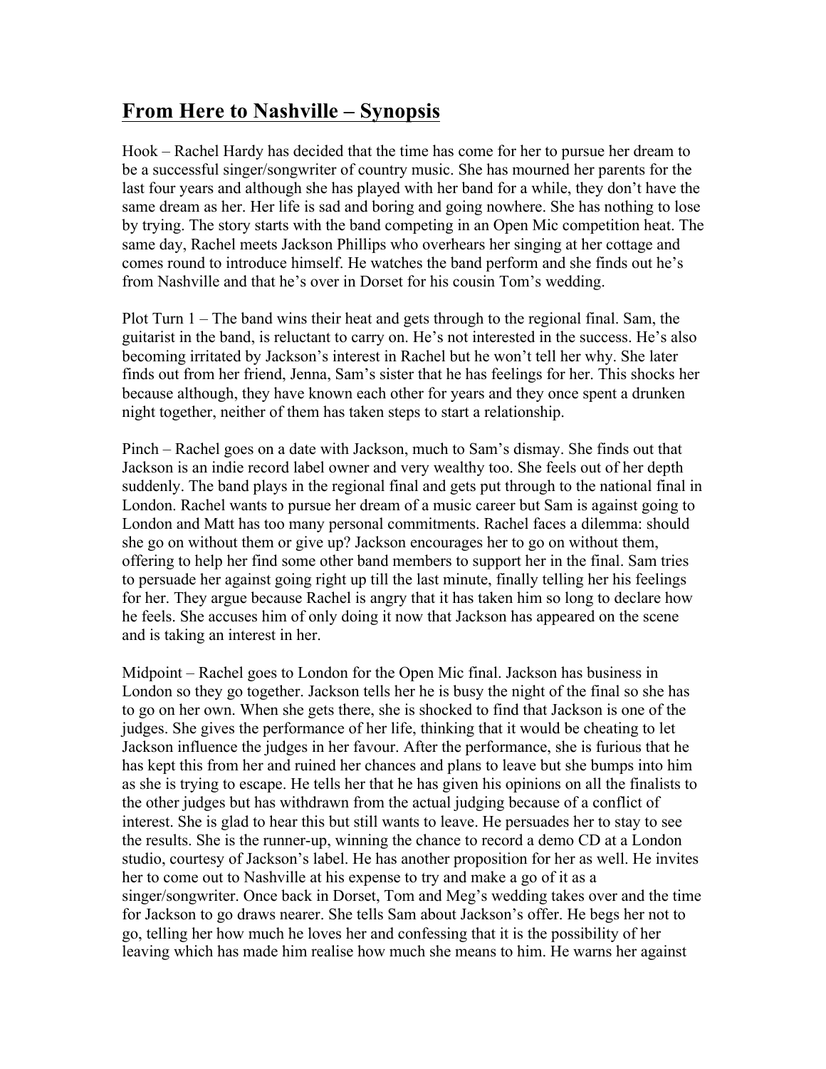## From Here to Nashville – Synopsis

Hook – Rachel Hardy has decided that the time has come for her to pursue her dream to be a successful singer/songwriter of country music. She has mourned her parents for the last four years and although she has played with her band for a while, they don't have the same dream as her. Her life is sad and boring and going nowhere. She has nothing to lose by trying. The story starts with the band competing in an Open Mic competition heat. The same day, Rachel meets Jackson Phillips who overhears her singing at her cottage and comes round to introduce himself. He watches the band perform and she finds out he's from Nashville and that he's over in Dorset for his cousin Tom's wedding.

Plot Turn 1 – The band wins their heat and gets through to the regional final. Sam, the guitarist in the band, is reluctant to carry on. He's not interested in the success. He's also becoming irritated by Jackson's interest in Rachel but he won't tell her why. She later finds out from her friend, Jenna, Sam's sister that he has feelings for her. This shocks her because although, they have known each other for years and they once spent a drunken night together, neither of them has taken steps to start a relationship.

Pinch – Rachel goes on a date with Jackson, much to Sam's dismay. She finds out that Jackson is an indie record label owner and very wealthy too. She feels out of her depth suddenly. The band plays in the regional final and gets put through to the national final in London. Rachel wants to pursue her dream of a music career but Sam is against going to London and Matt has too many personal commitments. Rachel faces a dilemma: should she go on without them or give up? Jackson encourages her to go on without them, offering to help her find some other band members to support her in the final. Sam tries to persuade her against going right up till the last minute, finally telling her his feelings for her. They argue because Rachel is angry that it has taken him so long to declare how he feels. She accuses him of only doing it now that Jackson has appeared on the scene and is taking an interest in her.

Midpoint – Rachel goes to London for the Open Mic final. Jackson has business in London so they go together. Jackson tells her he is busy the night of the final so she has to go on her own. When she gets there, she is shocked to find that Jackson is one of the judges. She gives the performance of her life, thinking that it would be cheating to let Jackson influence the judges in her favour. After the performance, she is furious that he has kept this from her and ruined her chances and plans to leave but she bumps into him as she is trying to escape. He tells her that he has given his opinions on all the finalists to the other judges but has withdrawn from the actual judging because of a conflict of interest. She is glad to hear this but still wants to leave. He persuades her to stay to see the results. She is the runner-up, winning the chance to record a demo CD at a London studio, courtesy of Jackson's label. He has another proposition for her as well. He invites her to come out to Nashville at his expense to try and make a go of it as a singer/songwriter. Once back in Dorset, Tom and Meg's wedding takes over and the time for Jackson to go draws nearer. She tells Sam about Jackson's offer. He begs her not to go, telling her how much he loves her and confessing that it is the possibility of her leaving which has made him realise how much she means to him. He warns her against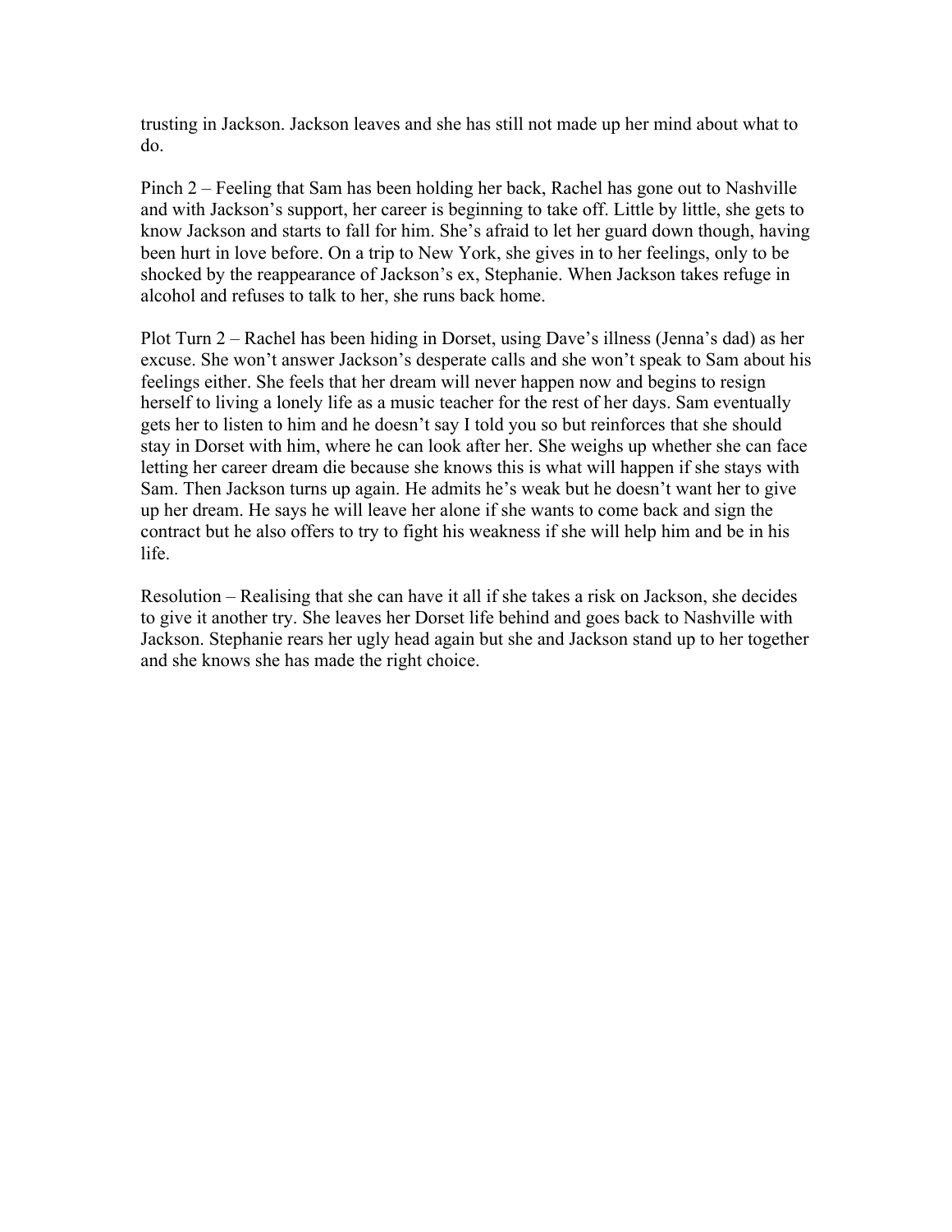trusting in Jackson. Jackson leaves and she has still not made up her mind about what to do.

Pinch 2 – Feeling that Sam has been holding her back, Rachel has gone out to Nashville and with Jackson's support, her career is beginning to take off. Little by little, she gets to know Jackson and starts to fall for him. She's afraid to let her guard down though, having been hurt in love before. On a trip to New York, she gives in to her feelings, only to be shocked by the reappearance of Jackson's ex, Stephanie. When Jackson takes refuge in alcohol and refuses to talk to her, she runs back home.

Plot Turn 2 – Rachel has been hiding in Dorset, using Dave's illness (Jenna's dad) as her excuse. She won't answer Jackson's desperate calls and she won't speak to Sam about his feelings either. She feels that her dream will never happen now and begins to resign herself to living a lonely life as a music teacher for the rest of her days. Sam eventually gets her to listen to him and he doesn't say I told you so but reinforces that she should stay in Dorset with him, where he can look after her. She weighs up whether she can face letting her career dream die because she knows this is what will happen if she stays with Sam. Then Jackson turns up again. He admits he's weak but he doesn't want her to give up her dream. He says he will leave her alone if she wants to come back and sign the contract but he also offers to try to fight his weakness if she will help him and be in his life.

Resolution – Realising that she can have it all if she takes a risk on Jackson, she decides to give it another try. She leaves her Dorset life behind and goes back to Nashville with Jackson. Stephanie rears her ugly head again but she and Jackson stand up to her together and she knows she has made the right choice.